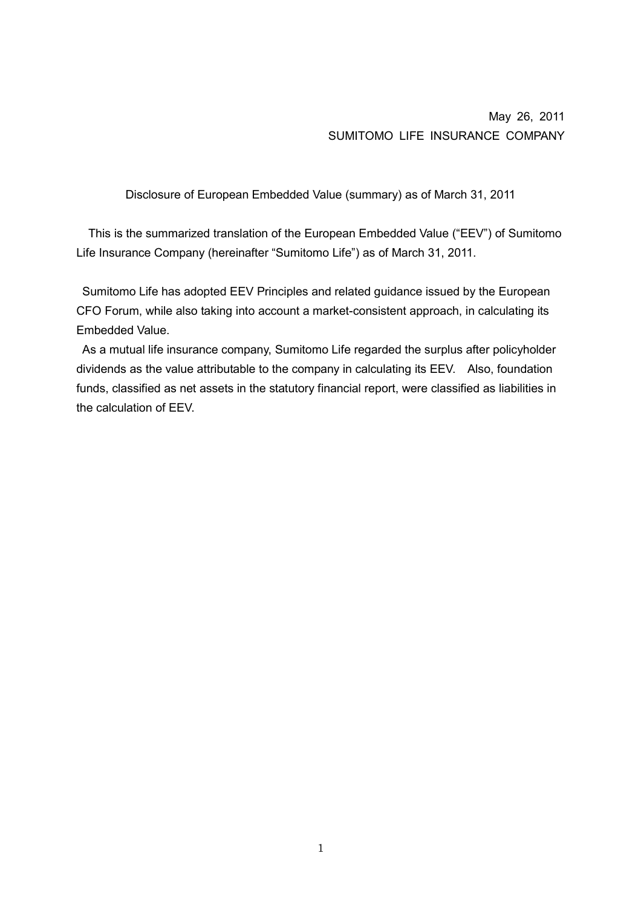May 26, 2011
SUMITOMO LIFE INSURANCE COMPANY

# Disclosure of European Embedded Value (summary) as of March 31, 2011

This is the summarized translation of the European Embedded Value ("EEV") of Sumitomo Life Insurance Company (hereinafter "Sumitomo Life") as of March 31, 2011.

Sumitomo Life has adopted EEV Principles and related guidance issued by the European CFO Forum, while also taking into account a market-consistent approach, in calculating its Embedded Value.

As a mutual life insurance company, Sumitomo Life regarded the surplus after policyholder dividends as the value attributable to the company in calculating its EEV. Also, foundation funds, classified as net assets in the statutory financial report, were classified as liabilities in the calculation of EEV.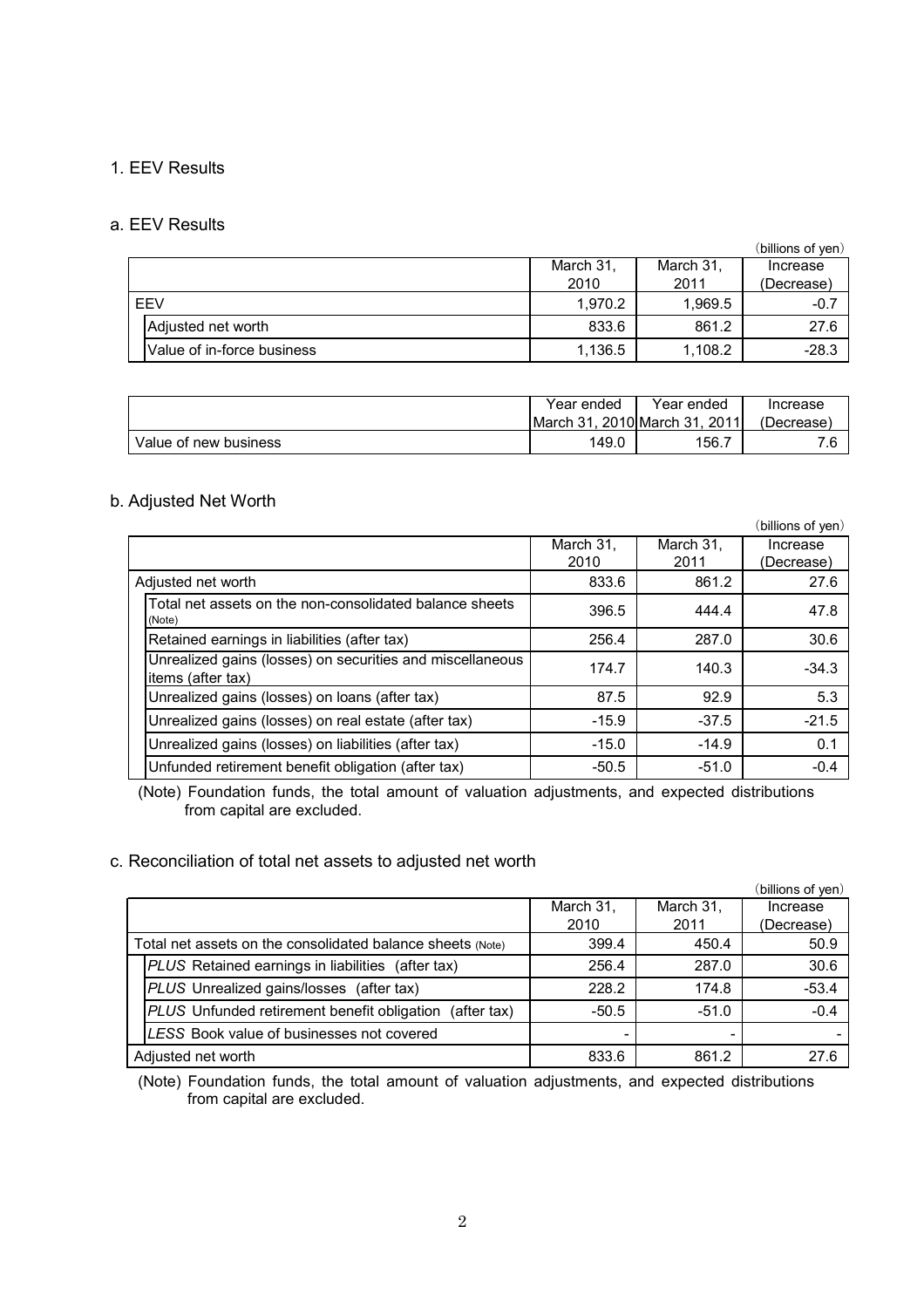## 1. EEV Results

### a. EEV Results

(billions of yen)

| | March 31, 2010 | March 31, 2011 | Increase (Decrease) |
|---|---|---|---|
| EEV | 1,970.2 | 1,969.5 | -0.7 |
| Adjusted net worth | 833.6 | 861.2 | 27.6 |
| Value of in-force business | 1,136.5 | 1,108.2 | -28.3 |

| | Year ended March 31, 2010 | Year ended March 31, 2011 | Increase (Decrease) |
|---|---|---|---|
| Value of new business | 149.0 | 156.7 | 7.6 |

### b. Adjusted Net Worth

(billions of yen)

| | March 31, 2010 | March 31, 2011 | Increase (Decrease) |
|---|---|---|---|
| Adjusted net worth | 833.6 | 861.2 | 27.6 |
| Total net assets on the non-consolidated balance sheets (Note) | 396.5 | 444.4 | 47.8 |
| Retained earnings in liabilities (after tax) | 256.4 | 287.0 | 30.6 |
| Unrealized gains (losses) on securities and miscellaneous items (after tax) | 174.7 | 140.3 | -34.3 |
| Unrealized gains (losses) on loans (after tax) | 87.5 | 92.9 | 5.3 |
| Unrealized gains (losses) on real estate (after tax) | -15.9 | -37.5 | -21.5 |
| Unrealized gains (losses) on liabilities (after tax) | -15.0 | -14.9 | 0.1 |
| Unfunded retirement benefit obligation (after tax) | -50.5 | -51.0 | -0.4 |

(Note) Foundation funds, the total amount of valuation adjustments, and expected distributions from capital are excluded.

### c. Reconciliation of total net assets to adjusted net worth

(billions of yen)

| | March 31, 2010 | March 31, 2011 | Increase (Decrease) |
|---|---|---|---|
| Total net assets on the consolidated balance sheets (Note) | 399.4 | 450.4 | 50.9 |
| *PLUS* Retained earnings in liabilities (after tax) | 256.4 | 287.0 | 30.6 |
| *PLUS* Unrealized gains/losses (after tax) | 228.2 | 174.8 | -53.4 |
| *PLUS* Unfunded retirement benefit obligation (after tax) | -50.5 | -51.0 | -0.4 |
| *LESS* Book value of businesses not covered | - | - | - |
| Adjusted net worth | 833.6 | 861.2 | 27.6 |

(Note) Foundation funds, the total amount of valuation adjustments, and expected distributions from capital are excluded.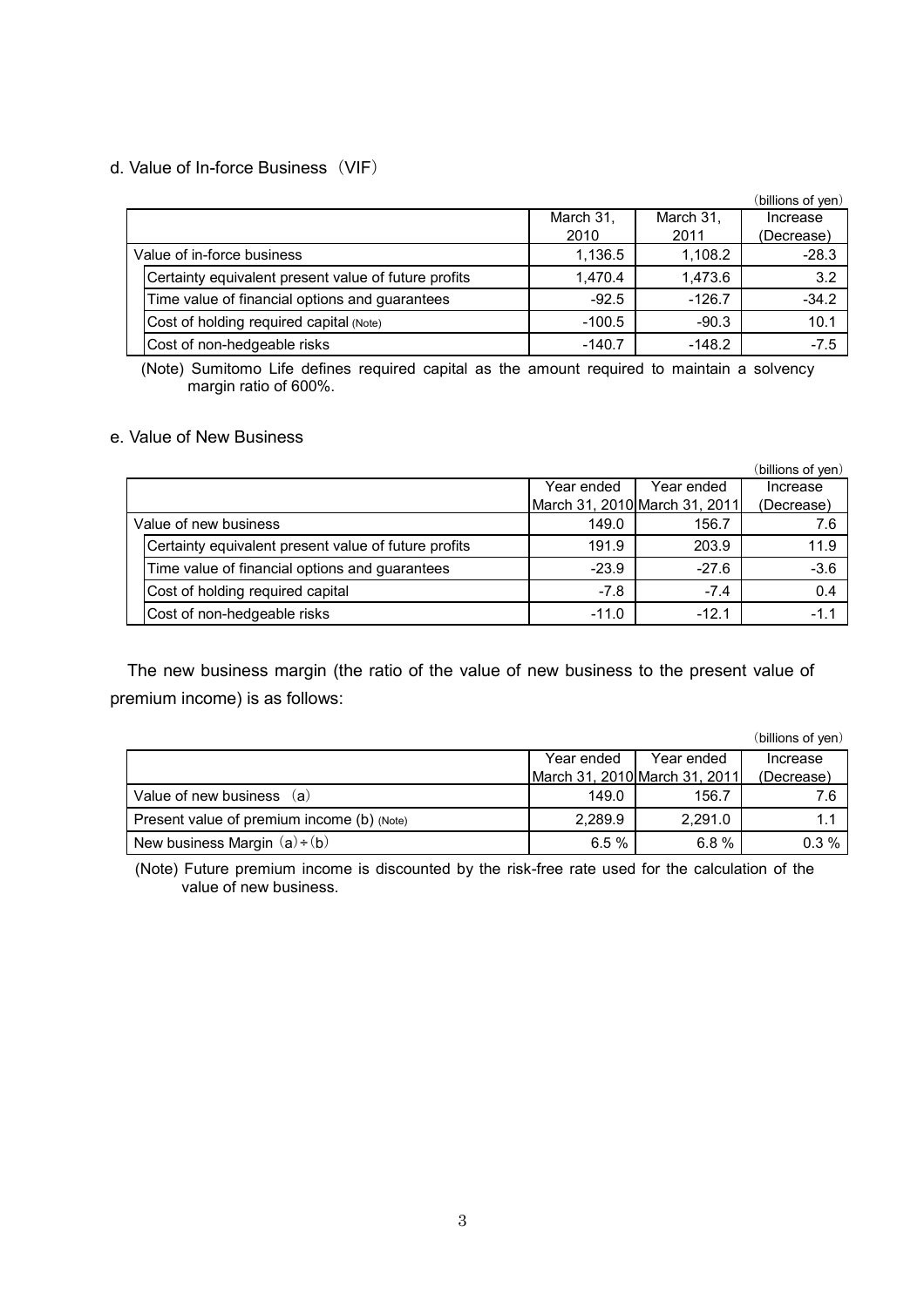### d. Value of In-force Business（VIF）

（billions of yen）

| | March 31, 2010 | March 31, 2011 | Increase (Decrease) |
|---|---|---|---|
| Value of in-force business | 1,136.5 | 1,108.2 | -28.3 |
| Certainty equivalent present value of future profits | 1,470.4 | 1,473.6 | 3.2 |
| Time value of financial options and guarantees | -92.5 | -126.7 | -34.2 |
| Cost of holding required capital (Note) | -100.5 | -90.3 | 10.1 |
| Cost of non-hedgeable risks | -140.7 | -148.2 | -7.5 |

(Note) Sumitomo Life defines required capital as the amount required to maintain a solvency margin ratio of 600%.

### e. Value of New Business

（billions of yen）

| | Year ended March 31, 2010 | Year ended March 31, 2011 | Increase (Decrease) |
|---|---|---|---|
| Value of new business | 149.0 | 156.7 | 7.6 |
| Certainty equivalent present value of future profits | 191.9 | 203.9 | 11.9 |
| Time value of financial options and guarantees | -23.9 | -27.6 | -3.6 |
| Cost of holding required capital | -7.8 | -7.4 | 0.4 |
| Cost of non-hedgeable risks | -11.0 | -12.1 | -1.1 |

The new business margin (the ratio of the value of new business to the present value of premium income) is as follows:

（billions of yen）

| | Year ended March 31, 2010 | Year ended March 31, 2011 | Increase (Decrease) |
|---|---|---|---|
| Value of new business（a） | 149.0 | 156.7 | 7.6 |
| Present value of premium income (b) (Note) | 2,289.9 | 2,291.0 | 1.1 |
| New business Margin（a）÷（b） | 6.5 % | 6.8 % | 0.3 % |

(Note) Future premium income is discounted by the risk-free rate used for the calculation of the value of new business.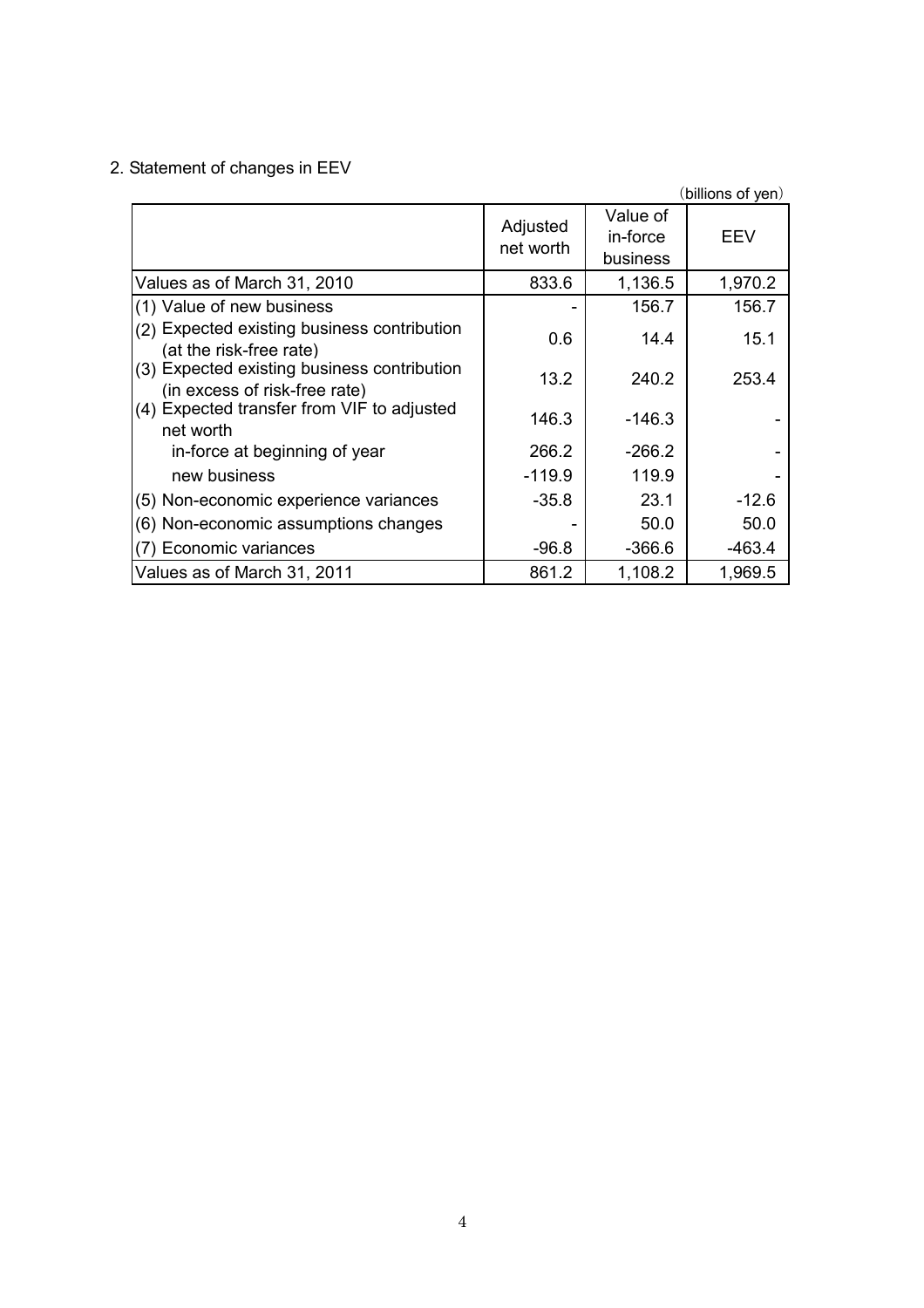## 2. Statement of changes in EEV

(billions of yen)

| | Adjusted net worth | Value of in-force business | EEV |
|---|---|---|---|
| Values as of March 31, 2010 | 833.6 | 1,136.5 | 1,970.2 |
| (1) Value of new business | - | 156.7 | 156.7 |
| (2) Expected existing business contribution (at the risk-free rate) | 0.6 | 14.4 | 15.1 |
| (3) Expected existing business contribution (in excess of risk-free rate) | 13.2 | 240.2 | 253.4 |
| (4) Expected transfer from VIF to adjusted net worth | 146.3 | -146.3 | - |
| in-force at beginning of year | 266.2 | -266.2 | - |
| new business | -119.9 | 119.9 | - |
| (5) Non-economic experience variances | -35.8 | 23.1 | -12.6 |
| (6) Non-economic assumptions changes | - | 50.0 | 50.0 |
| (7) Economic variances | -96.8 | -366.6 | -463.4 |
| Values as of March 31, 2011 | 861.2 | 1,108.2 | 1,969.5 |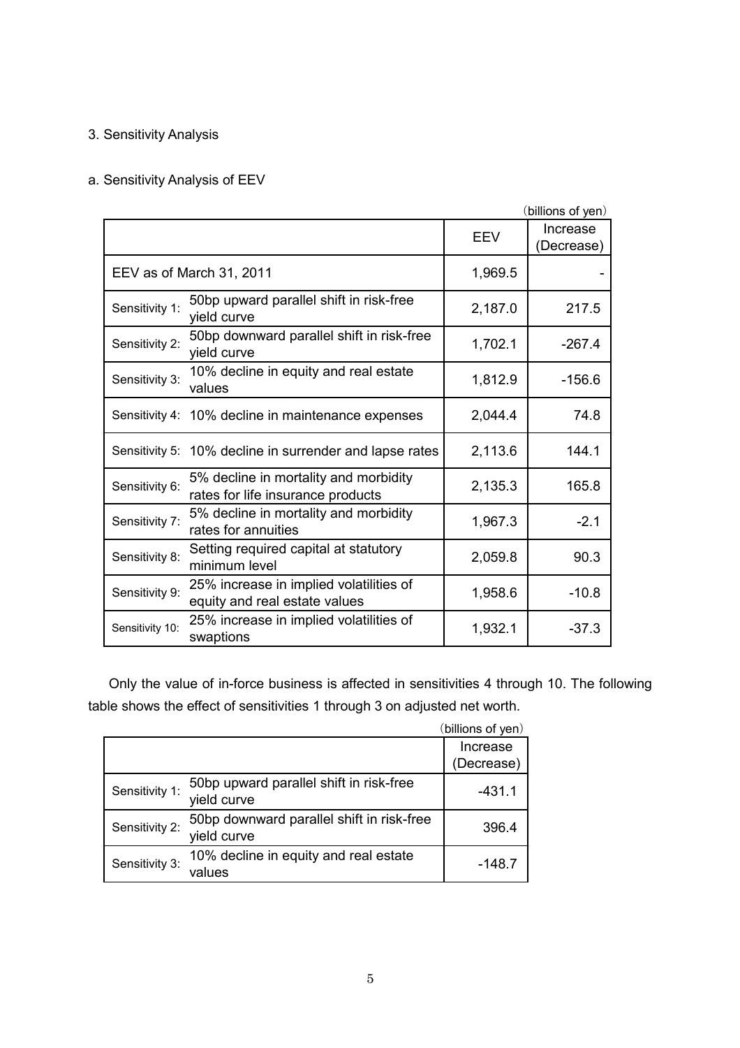## 3. Sensitivity Analysis

### a. Sensitivity Analysis of EEV

(billions of yen)

| | | EEV | Increase (Decrease) |
|---|---|---|---|
| EEV as of March 31, 2011 | | 1,969.5 | - |
| Sensitivity 1: | 50bp upward parallel shift in risk-free yield curve | 2,187.0 | 217.5 |
| Sensitivity 2: | 50bp downward parallel shift in risk-free yield curve | 1,702.1 | -267.4 |
| Sensitivity 3: | 10% decline in equity and real estate values | 1,812.9 | -156.6 |
| Sensitivity 4: | 10% decline in maintenance expenses | 2,044.4 | 74.8 |
| Sensitivity 5: | 10% decline in surrender and lapse rates | 2,113.6 | 144.1 |
| Sensitivity 6: | 5% decline in mortality and morbidity rates for life insurance products | 2,135.3 | 165.8 |
| Sensitivity 7: | 5% decline in mortality and morbidity rates for annuities | 1,967.3 | -2.1 |
| Sensitivity 8: | Setting required capital at statutory minimum level | 2,059.8 | 90.3 |
| Sensitivity 9: | 25% increase in implied volatilities of equity and real estate values | 1,958.6 | -10.8 |
| Sensitivity 10: | 25% increase in implied volatilities of swaptions | 1,932.1 | -37.3 |

Only the value of in-force business is affected in sensitivities 4 through 10. The following table shows the effect of sensitivities 1 through 3 on adjusted net worth.

(billions of yen)

| | | Increase (Decrease) |
|---|---|---|
| Sensitivity 1: | 50bp upward parallel shift in risk-free yield curve | -431.1 |
| Sensitivity 2: | 50bp downward parallel shift in risk-free yield curve | 396.4 |
| Sensitivity 3: | 10% decline in equity and real estate values | -148.7 |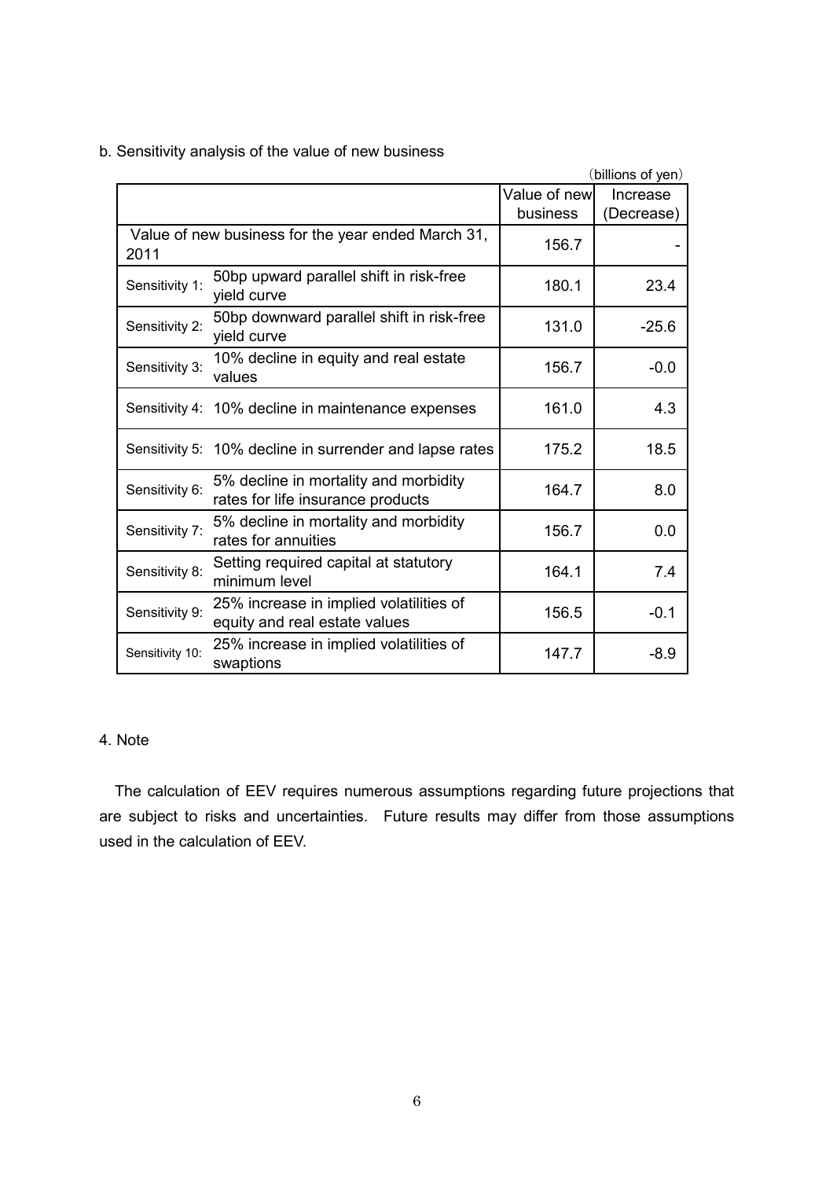b. Sensitivity analysis of the value of new business

(billions of yen)

| | | Value of new business | Increase (Decrease) |
|---|---|---|---|
| Value of new business for the year ended March 31, 2011 | | 156.7 | - |
| Sensitivity 1: | 50bp upward parallel shift in risk-free yield curve | 180.1 | 23.4 |
| Sensitivity 2: | 50bp downward parallel shift in risk-free yield curve | 131.0 | -25.6 |
| Sensitivity 3: | 10% decline in equity and real estate values | 156.7 | -0.0 |
| Sensitivity 4: | 10% decline in maintenance expenses | 161.0 | 4.3 |
| Sensitivity 5: | 10% decline in surrender and lapse rates | 175.2 | 18.5 |
| Sensitivity 6: | 5% decline in mortality and morbidity rates for life insurance products | 164.7 | 8.0 |
| Sensitivity 7: | 5% decline in mortality and morbidity rates for annuities | 156.7 | 0.0 |
| Sensitivity 8: | Setting required capital at statutory minimum level | 164.1 | 7.4 |
| Sensitivity 9: | 25% increase in implied volatilities of equity and real estate values | 156.5 | -0.1 |
| Sensitivity 10: | 25% increase in implied volatilities of swaptions | 147.7 | -8.9 |

4. Note

The calculation of EEV requires numerous assumptions regarding future projections that are subject to risks and uncertainties. Future results may differ from those assumptions used in the calculation of EEV.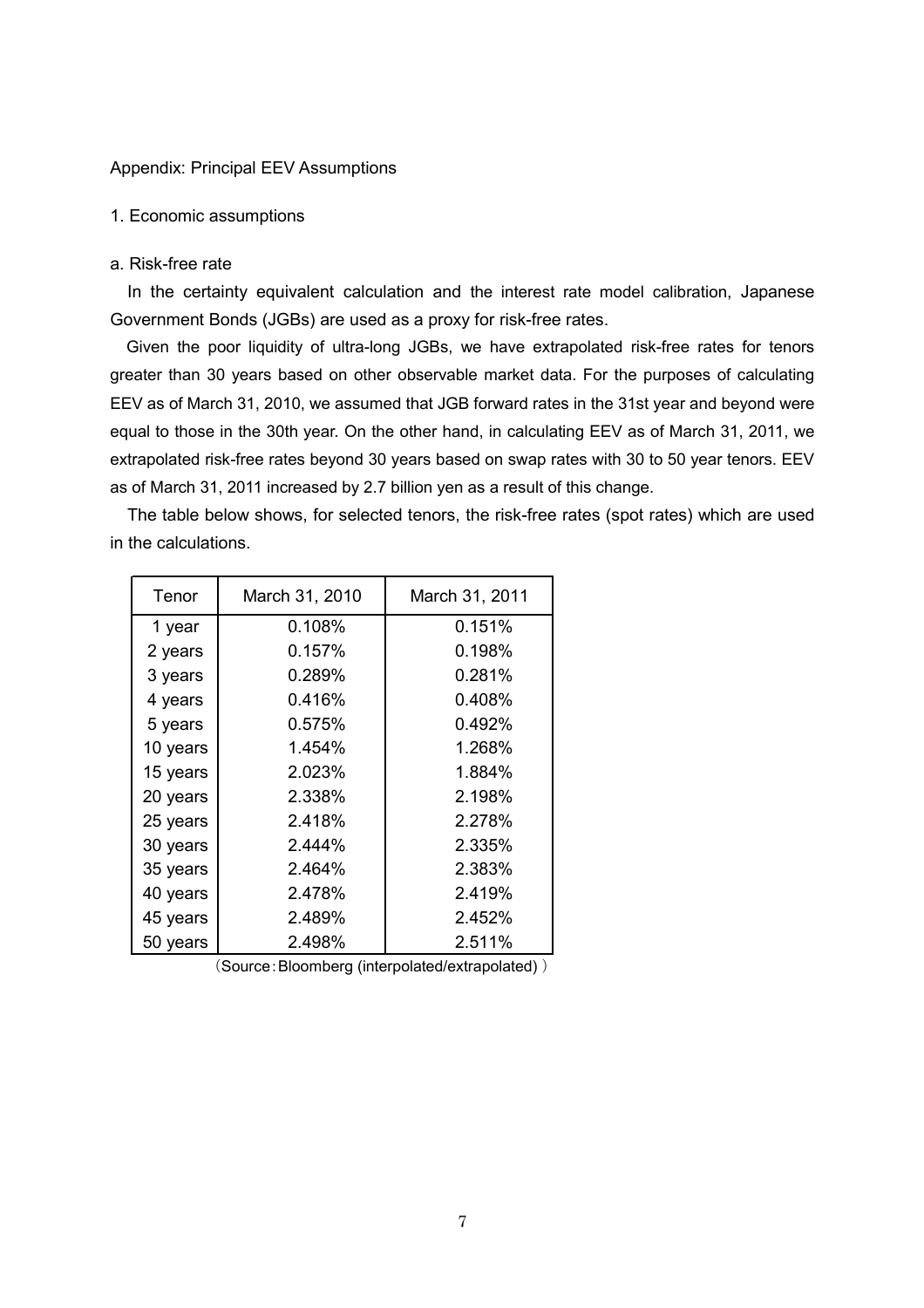## Appendix: Principal EEV Assumptions

### 1. Economic assumptions

#### a. Risk-free rate

In the certainty equivalent calculation and the interest rate model calibration, Japanese Government Bonds (JGBs) are used as a proxy for risk-free rates.

Given the poor liquidity of ultra-long JGBs, we have extrapolated risk-free rates for tenors greater than 30 years based on other observable market data. For the purposes of calculating EEV as of March 31, 2010, we assumed that JGB forward rates in the 31st year and beyond were equal to those in the 30th year. On the other hand, in calculating EEV as of March 31, 2011, we extrapolated risk-free rates beyond 30 years based on swap rates with 30 to 50 year tenors. EEV as of March 31, 2011 increased by 2.7 billion yen as a result of this change.

The table below shows, for selected tenors, the risk-free rates (spot rates) which are used in the calculations.

| Tenor | March 31, 2010 | March 31, 2011 |
|---|---|---|
| 1 year | 0.108% | 0.151% |
| 2 years | 0.157% | 0.198% |
| 3 years | 0.289% | 0.281% |
| 4 years | 0.416% | 0.408% |
| 5 years | 0.575% | 0.492% |
| 10 years | 1.454% | 1.268% |
| 15 years | 2.023% | 1.884% |
| 20 years | 2.338% | 2.198% |
| 25 years | 2.418% | 2.278% |
| 30 years | 2.444% | 2.335% |
| 35 years | 2.464% | 2.383% |
| 40 years | 2.478% | 2.419% |
| 45 years | 2.489% | 2.452% |
| 50 years | 2.498% | 2.511% |

（Source：Bloomberg (interpolated/extrapolated) ）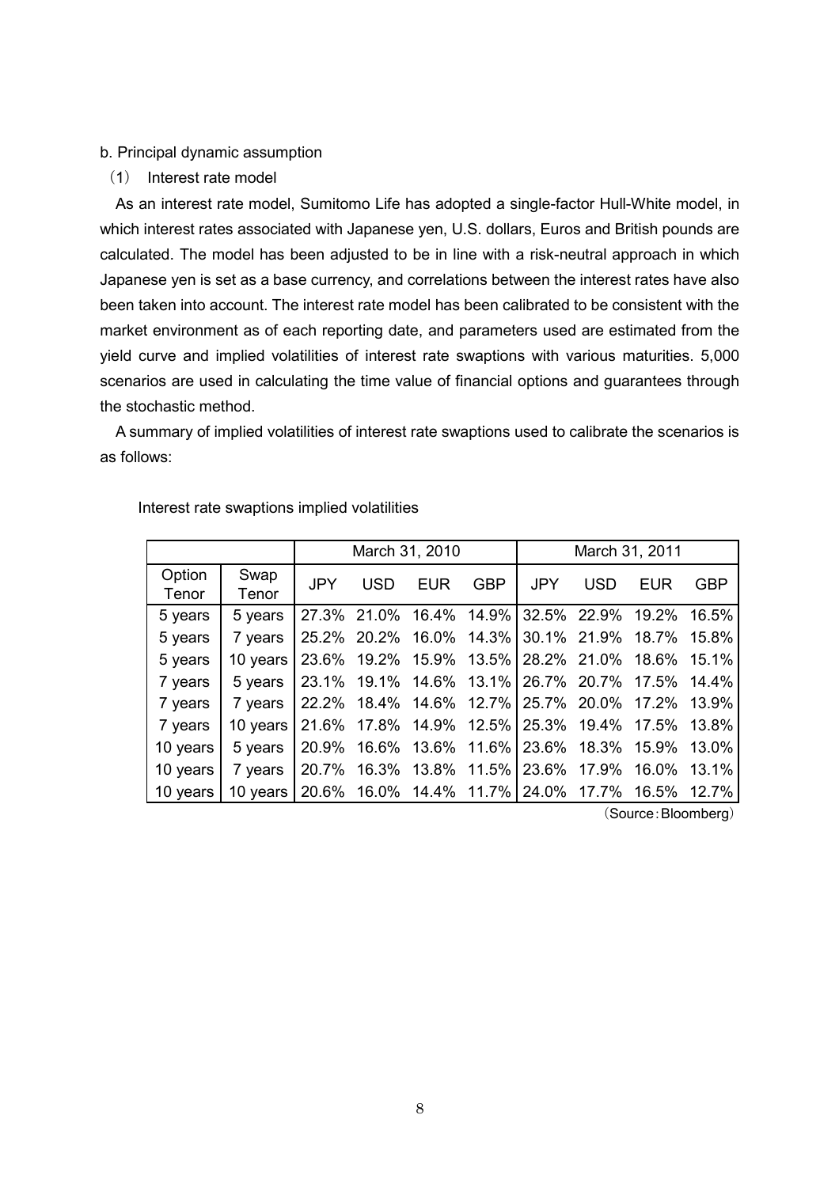b. Principal dynamic assumption

(1) Interest rate model

As an interest rate model, Sumitomo Life has adopted a single-factor Hull-White model, in which interest rates associated with Japanese yen, U.S. dollars, Euros and British pounds are calculated. The model has been adjusted to be in line with a risk-neutral approach in which Japanese yen is set as a base currency, and correlations between the interest rates have also been taken into account. The interest rate model has been calibrated to be consistent with the market environment as of each reporting date, and parameters used are estimated from the yield curve and implied volatilities of interest rate swaptions with various maturities. 5,000 scenarios are used in calculating the time value of financial options and guarantees through the stochastic method.

A summary of implied volatilities of interest rate swaptions used to calibrate the scenarios is as follows:

Interest rate swaptions implied volatilities

| | | March 31, 2010 | | | | March 31, 2011 | | | |
|---|---|---|---|---|---|---|---|---|---|
| Option Tenor | Swap Tenor | JPY | USD | EUR | GBP | JPY | USD | EUR | GBP |
| 5 years | 5 years | 27.3% | 21.0% | 16.4% | 14.9% | 32.5% | 22.9% | 19.2% | 16.5% |
| 5 years | 7 years | 25.2% | 20.2% | 16.0% | 14.3% | 30.1% | 21.9% | 18.7% | 15.8% |
| 5 years | 10 years | 23.6% | 19.2% | 15.9% | 13.5% | 28.2% | 21.0% | 18.6% | 15.1% |
| 7 years | 5 years | 23.1% | 19.1% | 14.6% | 13.1% | 26.7% | 20.7% | 17.5% | 14.4% |
| 7 years | 7 years | 22.2% | 18.4% | 14.6% | 12.7% | 25.7% | 20.0% | 17.2% | 13.9% |
| 7 years | 10 years | 21.6% | 17.8% | 14.9% | 12.5% | 25.3% | 19.4% | 17.5% | 13.8% |
| 10 years | 5 years | 20.9% | 16.6% | 13.6% | 11.6% | 23.6% | 18.3% | 15.9% | 13.0% |
| 10 years | 7 years | 20.7% | 16.3% | 13.8% | 11.5% | 23.6% | 17.9% | 16.0% | 13.1% |
| 10 years | 10 years | 20.6% | 16.0% | 14.4% | 11.7% | 24.0% | 17.7% | 16.5% | 12.7% |

（Source：Bloomberg）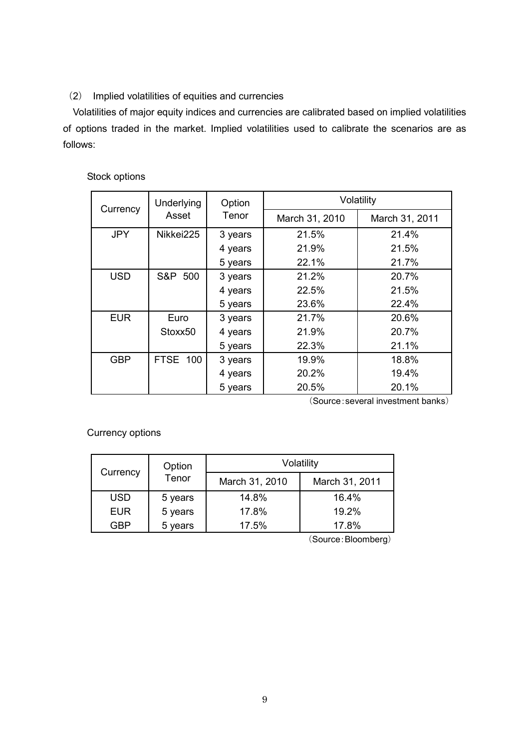### (2) Implied volatilities of equities and currencies

Volatilities of major equity indices and currencies are calibrated based on implied volatilities of options traded in the market. Implied volatilities used to calibrate the scenarios are as follows:

Stock options

| Currency | Underlying Asset | Option Tenor | Volatility | |
|---|---|---|---|---|
| | | | March 31, 2010 | March 31, 2011 |
| JPY | Nikkei225 | 3 years | 21.5% | 21.4% |
| | | 4 years | 21.9% | 21.5% |
| | | 5 years | 22.1% | 21.7% |
| USD | S&P 500 | 3 years | 21.2% | 20.7% |
| | | 4 years | 22.5% | 21.5% |
| | | 5 years | 23.6% | 22.4% |
| EUR | Euro Stoxx50 | 3 years | 21.7% | 20.6% |
| | | 4 years | 21.9% | 20.7% |
| | | 5 years | 22.3% | 21.1% |
| GBP | FTSE 100 | 3 years | 19.9% | 18.8% |
| | | 4 years | 20.2% | 19.4% |
| | | 5 years | 20.5% | 20.1% |

(Source：several investment banks)

Currency options

| Currency | Option Tenor | Volatility | |
|---|---|---|---|
| | | March 31, 2010 | March 31, 2011 |
| USD | 5 years | 14.8% | 16.4% |
| EUR | 5 years | 17.8% | 19.2% |
| GBP | 5 years | 17.5% | 17.8% |

(Source：Bloomberg)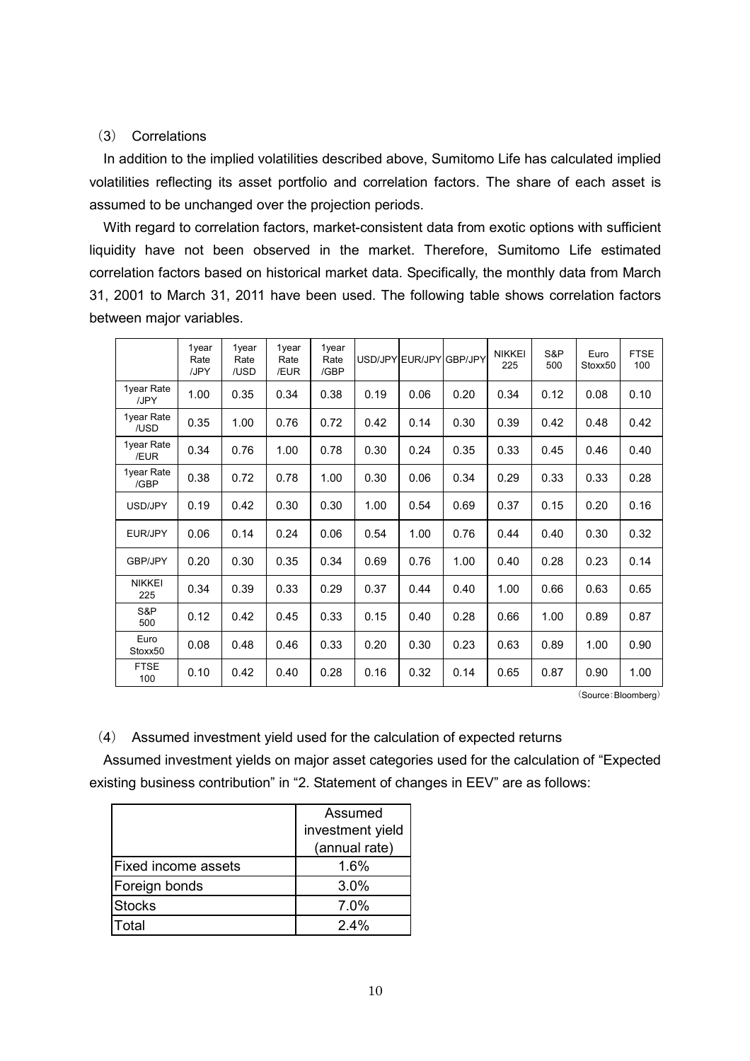### (3) Correlations

In addition to the implied volatilities described above, Sumitomo Life has calculated implied volatilities reflecting its asset portfolio and correlation factors. The share of each asset is assumed to be unchanged over the projection periods.

With regard to correlation factors, market-consistent data from exotic options with sufficient liquidity have not been observed in the market. Therefore, Sumitomo Life estimated correlation factors based on historical market data. Specifically, the monthly data from March 31, 2001 to March 31, 2011 have been used. The following table shows correlation factors between major variables.

| | 1year Rate /JPY | 1year Rate /USD | 1year Rate /EUR | 1year Rate /GBP | USD/JPY | EUR/JPY | GBP/JPY | NIKKEI 225 | S&P 500 | Euro Stoxx50 | FTSE 100 |
|---|---|---|---|---|---|---|---|---|---|---|---|
| 1year Rate /JPY | 1.00 | 0.35 | 0.34 | 0.38 | 0.19 | 0.06 | 0.20 | 0.34 | 0.12 | 0.08 | 0.10 |
| 1year Rate /USD | 0.35 | 1.00 | 0.76 | 0.72 | 0.42 | 0.14 | 0.30 | 0.39 | 0.42 | 0.48 | 0.42 |
| 1year Rate /EUR | 0.34 | 0.76 | 1.00 | 0.78 | 0.30 | 0.24 | 0.35 | 0.33 | 0.45 | 0.46 | 0.40 |
| 1year Rate /GBP | 0.38 | 0.72 | 0.78 | 1.00 | 0.30 | 0.06 | 0.34 | 0.29 | 0.33 | 0.33 | 0.28 |
| USD/JPY | 0.19 | 0.42 | 0.30 | 0.30 | 1.00 | 0.54 | 0.69 | 0.37 | 0.15 | 0.20 | 0.16 |
| EUR/JPY | 0.06 | 0.14 | 0.24 | 0.06 | 0.54 | 1.00 | 0.76 | 0.44 | 0.40 | 0.30 | 0.32 |
| GBP/JPY | 0.20 | 0.30 | 0.35 | 0.34 | 0.69 | 0.76 | 1.00 | 0.40 | 0.28 | 0.23 | 0.14 |
| NIKKEI 225 | 0.34 | 0.39 | 0.33 | 0.29 | 0.37 | 0.44 | 0.40 | 1.00 | 0.66 | 0.63 | 0.65 |
| S&P 500 | 0.12 | 0.42 | 0.45 | 0.33 | 0.15 | 0.40 | 0.28 | 0.66 | 1.00 | 0.89 | 0.87 |
| Euro Stoxx50 | 0.08 | 0.48 | 0.46 | 0.33 | 0.20 | 0.30 | 0.23 | 0.63 | 0.89 | 1.00 | 0.90 |
| FTSE 100 | 0.10 | 0.42 | 0.40 | 0.28 | 0.16 | 0.32 | 0.14 | 0.65 | 0.87 | 0.90 | 1.00 |

(Source：Bloomberg)

### (4) Assumed investment yield used for the calculation of expected returns

Assumed investment yields on major asset categories used for the calculation of "Expected existing business contribution" in "2. Statement of changes in EEV" are as follows:

| | Assumed investment yield (annual rate) |
|---|---|
| Fixed income assets | 1.6% |
| Foreign bonds | 3.0% |
| Stocks | 7.0% |
| Total | 2.4% |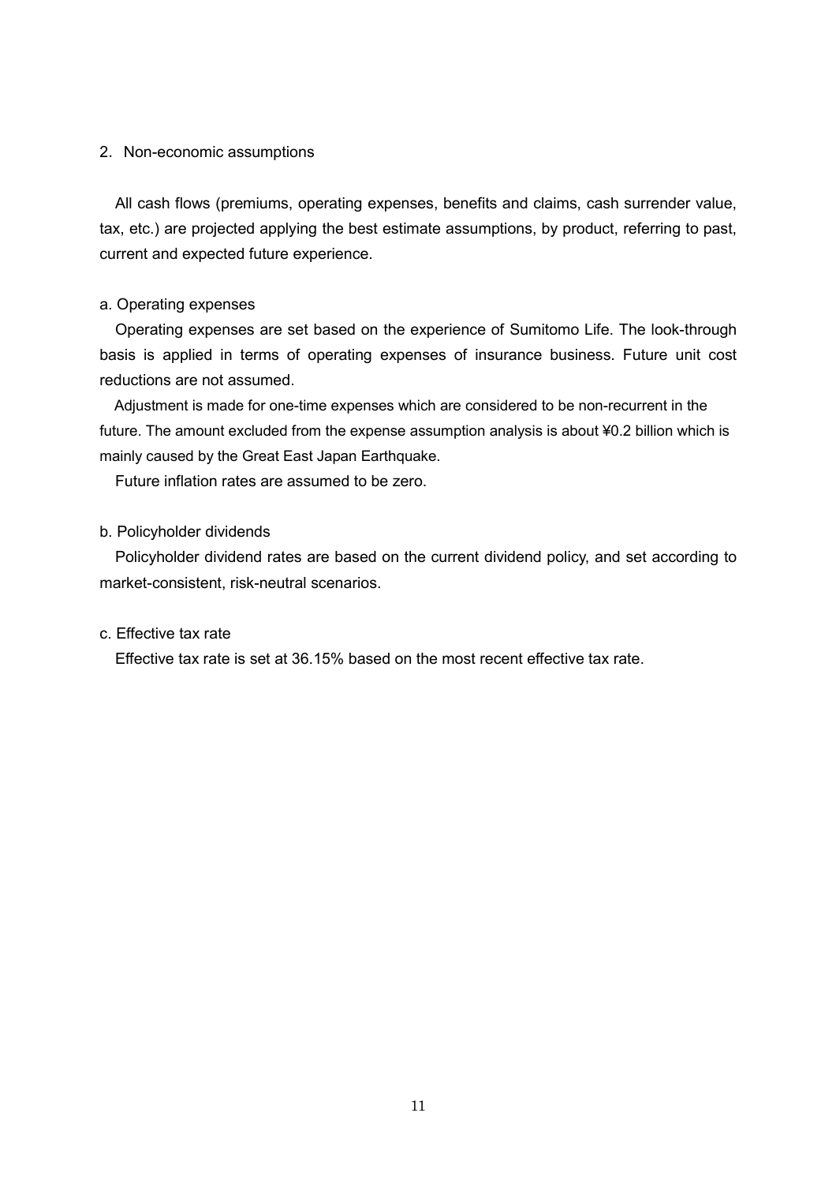## 2. Non-economic assumptions

All cash flows (premiums, operating expenses, benefits and claims, cash surrender value, tax, etc.) are projected applying the best estimate assumptions, by product, referring to past, current and expected future experience.

### a. Operating expenses

Operating expenses are set based on the experience of Sumitomo Life. The look-through basis is applied in terms of operating expenses of insurance business. Future unit cost reductions are not assumed.

Adjustment is made for one-time expenses which are considered to be non-recurrent in the future. The amount excluded from the expense assumption analysis is about ¥0.2 billion which is mainly caused by the Great East Japan Earthquake.

Future inflation rates are assumed to be zero.

### b. Policyholder dividends

Policyholder dividend rates are based on the current dividend policy, and set according to market-consistent, risk-neutral scenarios.

### c. Effective tax rate

Effective tax rate is set at 36.15% based on the most recent effective tax rate.